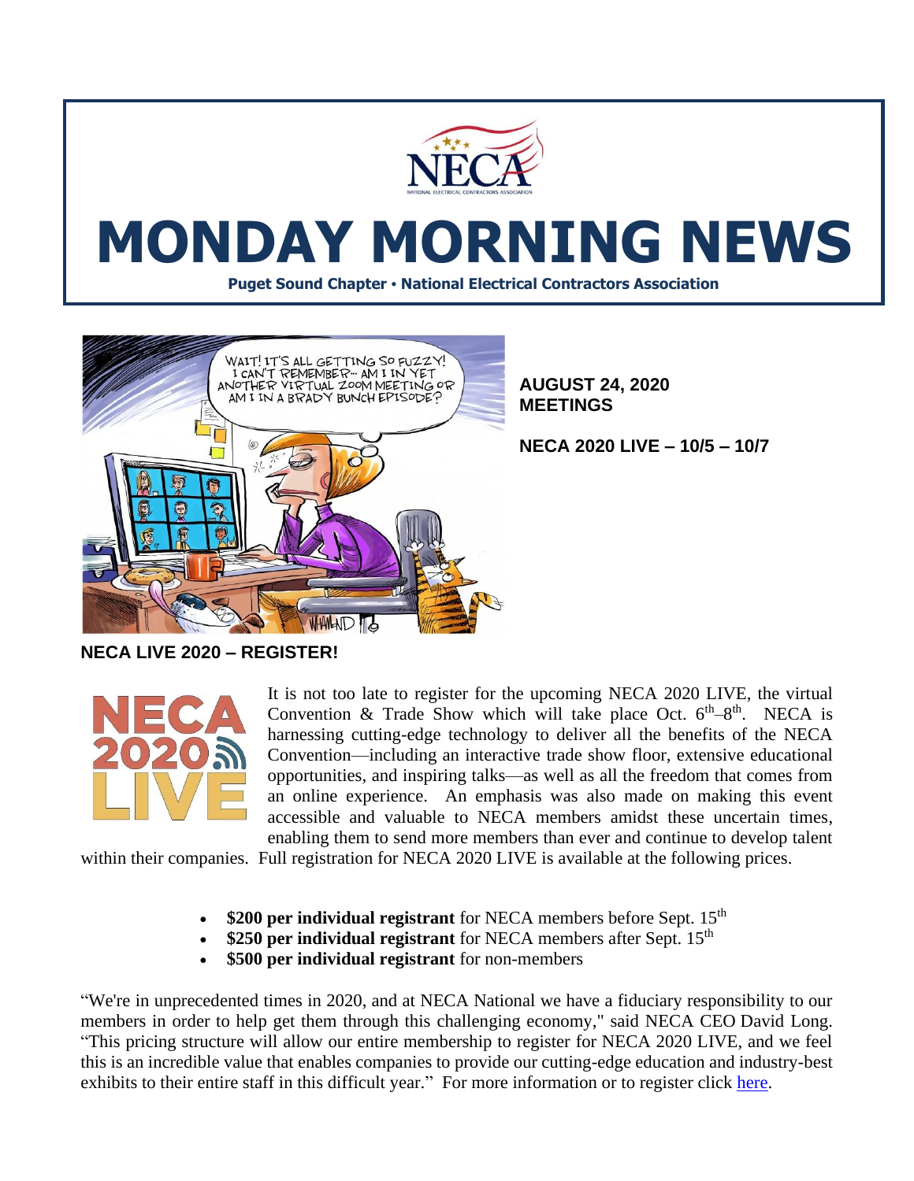# MONDAY MORNING NEWS

**Puget Sound Chapter • National Electrical Contractors Association**

**AUGUST 24, 2020**
**MEETINGS**

**NECA 2020 LIVE – 10/5 – 10/7**

## NECA LIVE 2020 – REGISTER!

It is not too late to register for the upcoming NECA 2020 LIVE, the virtual Convention & Trade Show which will take place Oct. 6th–8th. NECA is harnessing cutting-edge technology to deliver all the benefits of the NECA Convention—including an interactive trade show floor, extensive educational opportunities, and inspiring talks—as well as all the freedom that comes from an online experience. An emphasis was also made on making this event accessible and valuable to NECA members amidst these uncertain times, enabling them to send more members than ever and continue to develop talent within their companies. Full registration for NECA 2020 LIVE is available at the following prices.

- **$200 per individual registrant** for NECA members before Sept. 15th
- **$250 per individual registrant** for NECA members after Sept. 15th
- **$500 per individual registrant** for non-members

"We're in unprecedented times in 2020, and at NECA National we have a fiduciary responsibility to our members in order to help get them through this challenging economy," said NECA CEO David Long. "This pricing structure will allow our entire membership to register for NECA 2020 LIVE, and we feel this is an incredible value that enables companies to provide our cutting-edge education and industry-best exhibits to their entire staff in this difficult year." For more information or to register click here.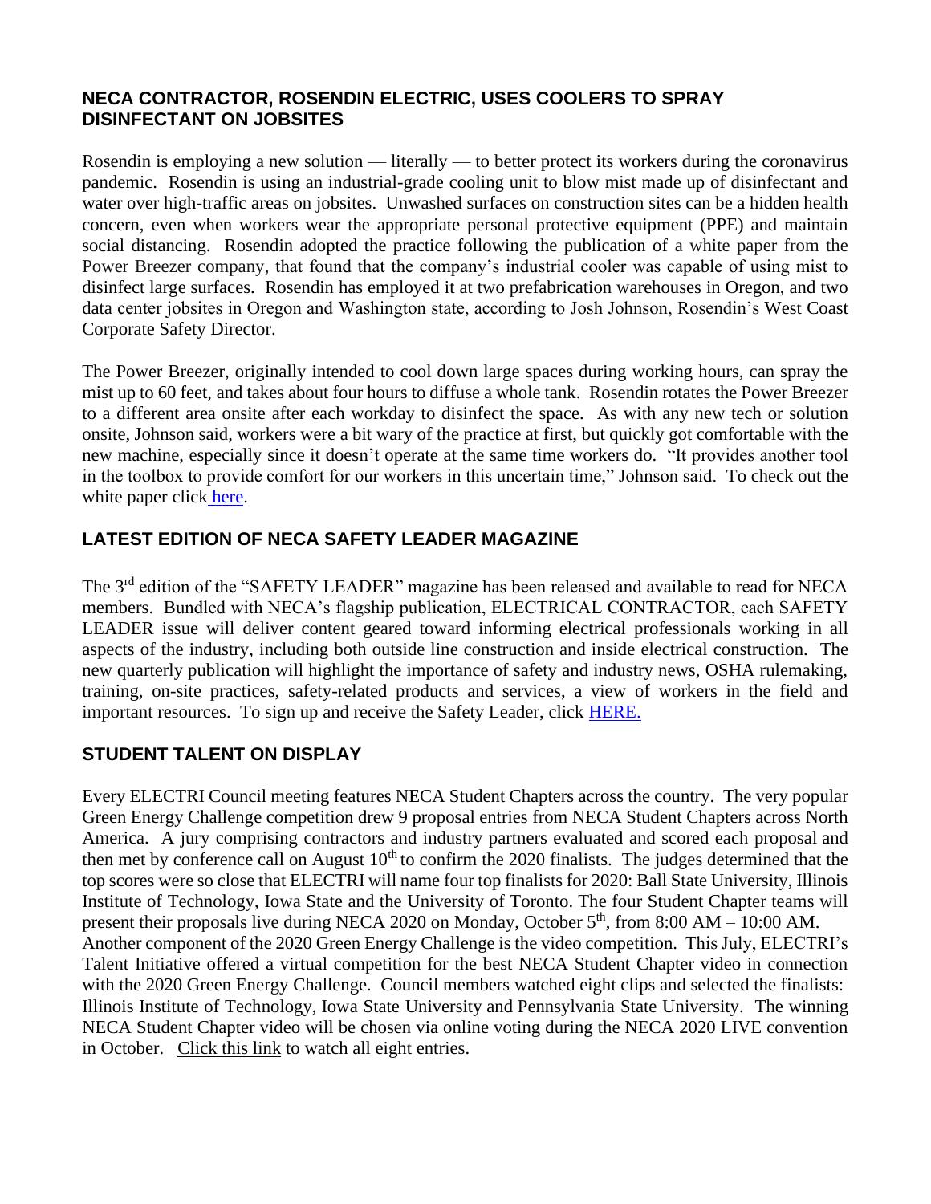## NECA CONTRACTOR, ROSENDIN ELECTRIC, USES COOLERS TO SPRAY DISINFECTANT ON JOBSITES

Rosendin is employing a new solution — literally — to better protect its workers during the coronavirus pandemic. Rosendin is using an industrial-grade cooling unit to blow mist made up of disinfectant and water over high-traffic areas on jobsites. Unwashed surfaces on construction sites can be a hidden health concern, even when workers wear the appropriate personal protective equipment (PPE) and maintain social distancing. Rosendin adopted the practice following the publication of a white paper from the Power Breezer company, that found that the company's industrial cooler was capable of using mist to disinfect large surfaces. Rosendin has employed it at two prefabrication warehouses in Oregon, and two data center jobsites in Oregon and Washington state, according to Josh Johnson, Rosendin's West Coast Corporate Safety Director.

The Power Breezer, originally intended to cool down large spaces during working hours, can spray the mist up to 60 feet, and takes about four hours to diffuse a whole tank. Rosendin rotates the Power Breezer to a different area onsite after each workday to disinfect the space. As with any new tech or solution onsite, Johnson said, workers were a bit wary of the practice at first, but quickly got comfortable with the new machine, especially since it doesn't operate at the same time workers do. "It provides another tool in the toolbox to provide comfort for our workers in this uncertain time," Johnson said. To check out the white paper click here.

## LATEST EDITION OF NECA SAFETY LEADER MAGAZINE

The 3rd edition of the "SAFETY LEADER" magazine has been released and available to read for NECA members. Bundled with NECA's flagship publication, ELECTRICAL CONTRACTOR, each SAFETY LEADER issue will deliver content geared toward informing electrical professionals working in all aspects of the industry, including both outside line construction and inside electrical construction. The new quarterly publication will highlight the importance of safety and industry news, OSHA rulemaking, training, on-site practices, safety-related products and services, a view of workers in the field and important resources. To sign up and receive the Safety Leader, click HERE.

## STUDENT TALENT ON DISPLAY

Every ELECTRI Council meeting features NECA Student Chapters across the country. The very popular Green Energy Challenge competition drew 9 proposal entries from NECA Student Chapters across North America. A jury comprising contractors and industry partners evaluated and scored each proposal and then met by conference call on August 10th to confirm the 2020 finalists. The judges determined that the top scores were so close that ELECTRI will name four top finalists for 2020: Ball State University, Illinois Institute of Technology, Iowa State and the University of Toronto. The four Student Chapter teams will present their proposals live during NECA 2020 on Monday, October 5th, from 8:00 AM – 10:00 AM.

Another component of the 2020 Green Energy Challenge is the video competition. This July, ELECTRI's Talent Initiative offered a virtual competition for the best NECA Student Chapter video in connection with the 2020 Green Energy Challenge. Council members watched eight clips and selected the finalists: Illinois Institute of Technology, Iowa State University and Pennsylvania State University. The winning NECA Student Chapter video will be chosen via online voting during the NECA 2020 LIVE convention in October. Click this link to watch all eight entries.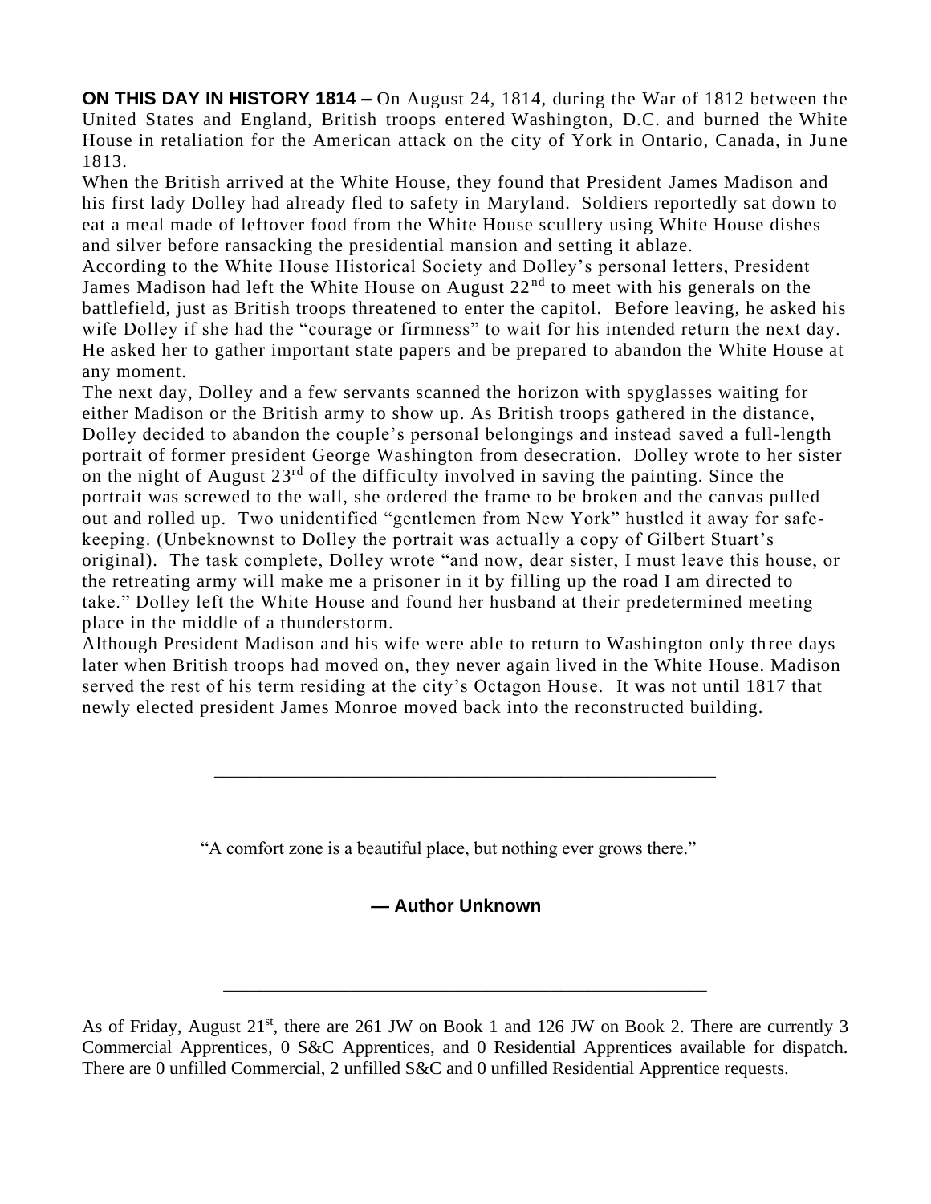**ON THIS DAY IN HISTORY 1814 –** On August 24, 1814, during the War of 1812 between the United States and England, British troops entered Washington, D.C. and burned the White House in retaliation for the American attack on the city of York in Ontario, Canada, in June 1813.

When the British arrived at the White House, they found that President James Madison and his first lady Dolley had already fled to safety in Maryland. Soldiers reportedly sat down to eat a meal made of leftover food from the White House scullery using White House dishes and silver before ransacking the presidential mansion and setting it ablaze.

According to the White House Historical Society and Dolley's personal letters, President James Madison had left the White House on August 22nd to meet with his generals on the battlefield, just as British troops threatened to enter the capitol. Before leaving, he asked his wife Dolley if she had the "courage or firmness" to wait for his intended return the next day. He asked her to gather important state papers and be prepared to abandon the White House at any moment.

The next day, Dolley and a few servants scanned the horizon with spyglasses waiting for either Madison or the British army to show up. As British troops gathered in the distance, Dolley decided to abandon the couple's personal belongings and instead saved a full-length portrait of former president George Washington from desecration. Dolley wrote to her sister on the night of August 23rd of the difficulty involved in saving the painting. Since the portrait was screwed to the wall, she ordered the frame to be broken and the canvas pulled out and rolled up. Two unidentified "gentlemen from New York" hustled it away for safe-keeping. (Unbeknownst to Dolley the portrait was actually a copy of Gilbert Stuart's original). The task complete, Dolley wrote "and now, dear sister, I must leave this house, or the retreating army will make me a prisoner in it by filling up the road I am directed to take." Dolley left the White House and found her husband at their predetermined meeting place in the middle of a thunderstorm.

Although President Madison and his wife were able to return to Washington only three days later when British troops had moved on, they never again lived in the White House. Madison served the rest of his term residing at the city's Octagon House. It was not until 1817 that newly elected president James Monroe moved back into the reconstructed building.

---

"A comfort zone is a beautiful place, but nothing ever grows there."

**— Author Unknown**

---

As of Friday, August 21st, there are 261 JW on Book 1 and 126 JW on Book 2. There are currently 3 Commercial Apprentices, 0 S&C Apprentices, and 0 Residential Apprentices available for dispatch. There are 0 unfilled Commercial, 2 unfilled S&C and 0 unfilled Residential Apprentice requests.